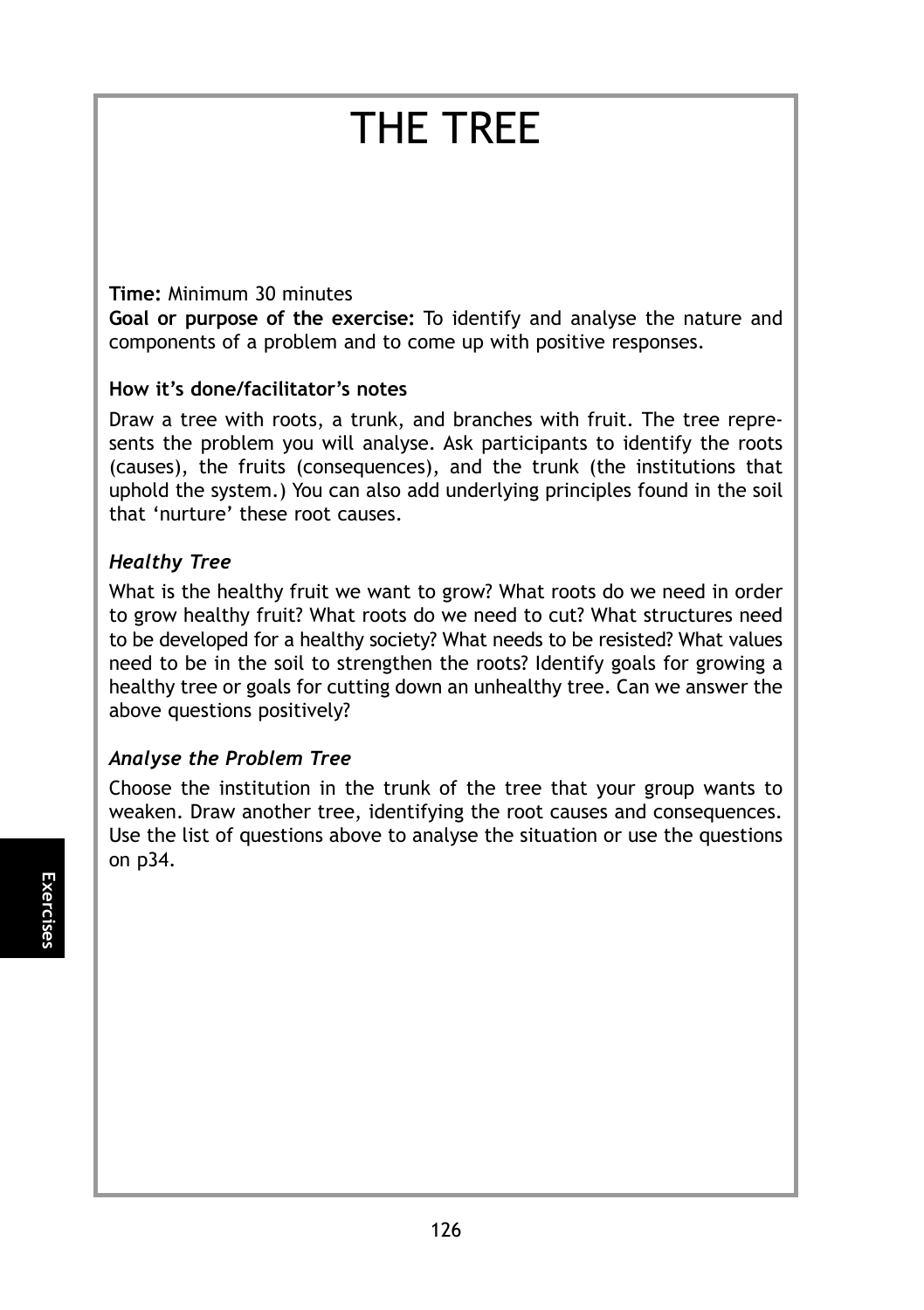# THE TREE

**Time:** Minimum 30 minutes

**Goal or purpose of the exercise:** To identify and analyse the nature and components of a problem and to come up with positive responses.

**How it's done/facilitator's notes**

Draw a tree with roots, a trunk, and branches with fruit. The tree represents the problem you will analyse. Ask participants to identify the roots (causes), the fruits (consequences), and the trunk (the institutions that uphold the system.) You can also add underlying principles found in the soil that 'nurture' these root causes.

***Healthy Tree***

What is the healthy fruit we want to grow? What roots do we need in order to grow healthy fruit? What roots do we need to cut? What structures need to be developed for a healthy society? What needs to be resisted? What values need to be in the soil to strengthen the roots? Identify goals for growing a healthy tree or goals for cutting down an unhealthy tree. Can we answer the above questions positively?

***Analyse the Problem Tree***

Choose the institution in the trunk of the tree that your group wants to weaken. Draw another tree, identifying the root causes and consequences. Use the list of questions above to analyse the situation or use the questions on p34.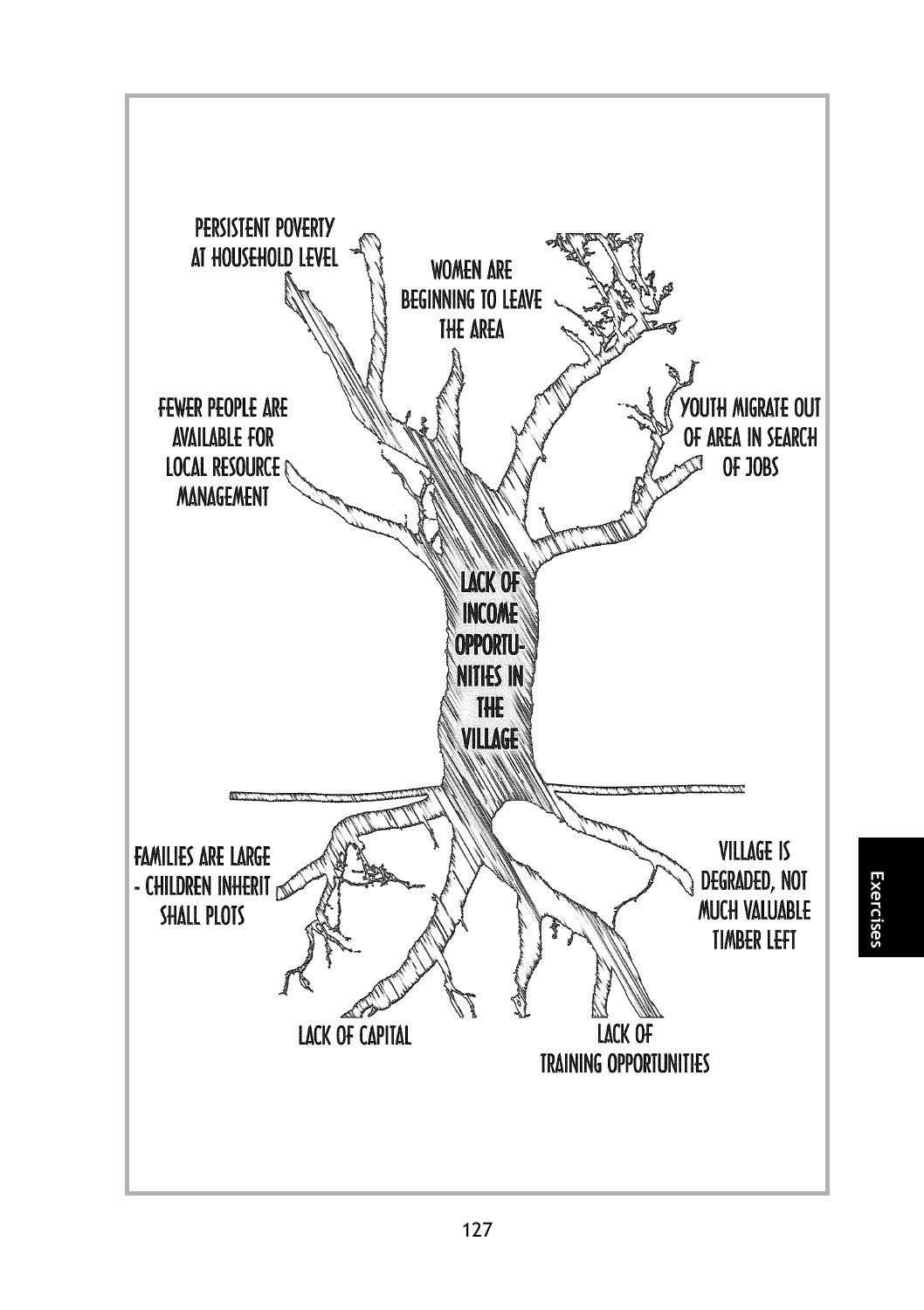PERSISTENT POVERTY AT HOUSEHOLD LEVEL

WOMEN ARE BEGINNING TO LEAVE THE AREA

FEWER PEOPLE ARE AVAILABLE FOR LOCAL RESOURCE MANAGEMENT

YOUTH MIGRATE OUT OF AREA IN SEARCH OF JOBS

LACK OF INCOME OPPORTU- NITIES IN THE VILLAGE

FAMILIES ARE LARGE - CHILDREN INHERIT SHALL PLOTS

VILLAGE IS DEGRADED, NOT MUCH VALUABLE TIMBER LEFT

LACK OF CAPITAL

LACK OF TRAINING OPPORTUNITIES